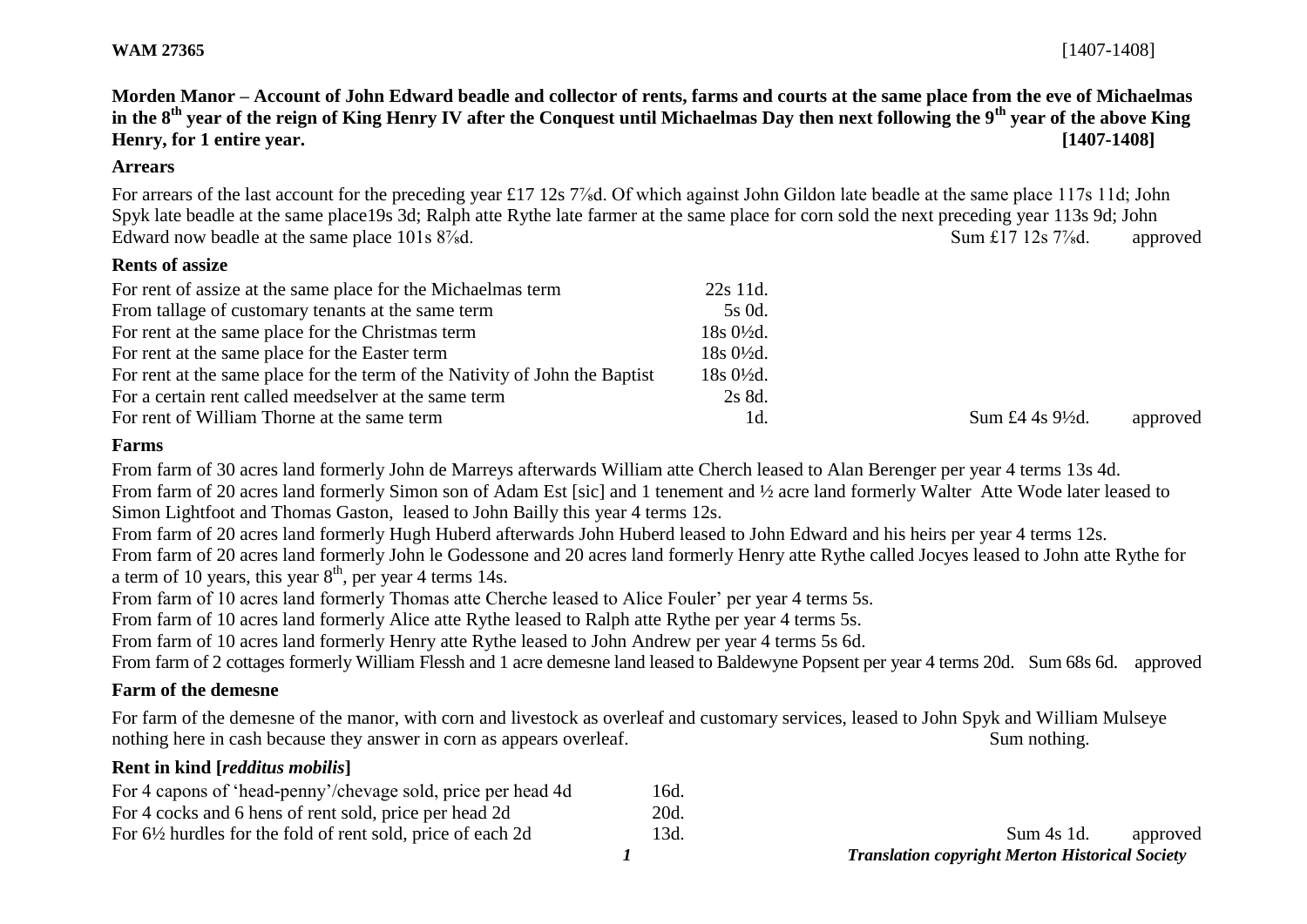**WAM 27365** [1407-1408]

**Morden Manor – Account of John Edward beadle and collector of rents, farms and courts at the same place from the eve of Michaelmas in the 8th year of the reign of King Henry IV after the Conquest until Michaelmas Day then next following the 9th year of the above King Henry, for 1 entire year. [1407-1408]**

## Arrears

For arrears of the last account for the preceding year £17 12s 7⅞d. Of which against John Gildon late beadle at the same place 117s 11d; John Spyk late beadle at the same place19s 3d; Ralph atte Rythe late farmer at the same place for corn sold the next preceding year 113s 9d; John Edward now beadle at the same place 101s 8⅞d. Sum £17 12s 7⅞d. approved

## Rents of assize

| | | | |
|---|---|---|---|
| For rent of assize at the same place for the Michaelmas term | 22s 11d. | | |
| From tallage of customary tenants at the same term | 5s 0d. | | |
| For rent at the same place for the Christmas term | 18s 0½d. | | |
| For rent at the same place for the Easter term | 18s 0½d. | | |
| For rent at the same place for the term of the Nativity of John the Baptist | 18s 0½d. | | |
| For a certain rent called meedselver at the same term | 2s 8d. | | |
| For rent of William Thorne at the same term | 1d. | Sum £4 4s 9½d. | approved |

## Farms

From farm of 30 acres land formerly John de Marreys afterwards William atte Cherch leased to Alan Berenger per year 4 terms 13s 4d.
From farm of 20 acres land formerly Simon son of Adam Est [sic] and 1 tenement and ½ acre land formerly Walter Atte Wode later leased to Simon Lightfoot and Thomas Gaston, leased to John Bailly this year 4 terms 12s.
From farm of 20 acres land formerly Hugh Huberd afterwards John Huberd leased to John Edward and his heirs per year 4 terms 12s.
From farm of 20 acres land formerly John le Godessone and 20 acres land formerly Henry atte Rythe called Jocyes leased to John atte Rythe for a term of 10 years, this year 8th, per year 4 terms 14s.
From farm of 10 acres land formerly Thomas atte Cherche leased to Alice Fouler' per year 4 terms 5s.
From farm of 10 acres land formerly Alice atte Rythe leased to Ralph atte Rythe per year 4 terms 5s.
From farm of 10 acres land formerly Henry atte Rythe leased to John Andrew per year 4 terms 5s 6d.
From farm of 2 cottages formerly William Flessh and 1 acre demesne land leased to Baldewyne Popsent per year 4 terms 20d. Sum 68s 6d. approved

## Farm of the demesne

For farm of the demesne of the manor, with corn and livestock as overleaf and customary services, leased to John Spyk and William Mulseye nothing here in cash because they answer in corn as appears overleaf. Sum nothing.

## Rent in kind [*redditus mobilis*]

| | | | |
|---|---|---|---|
| For 4 capons of 'head-penny'/chevage sold, price per head 4d | 16d. | | |
| For 4 cocks and 6 hens of rent sold, price per head 2d | 20d. | | |
| For 6½ hurdles for the fold of rent sold, price of each 2d | 13d. | Sum 4s 1d. | approved |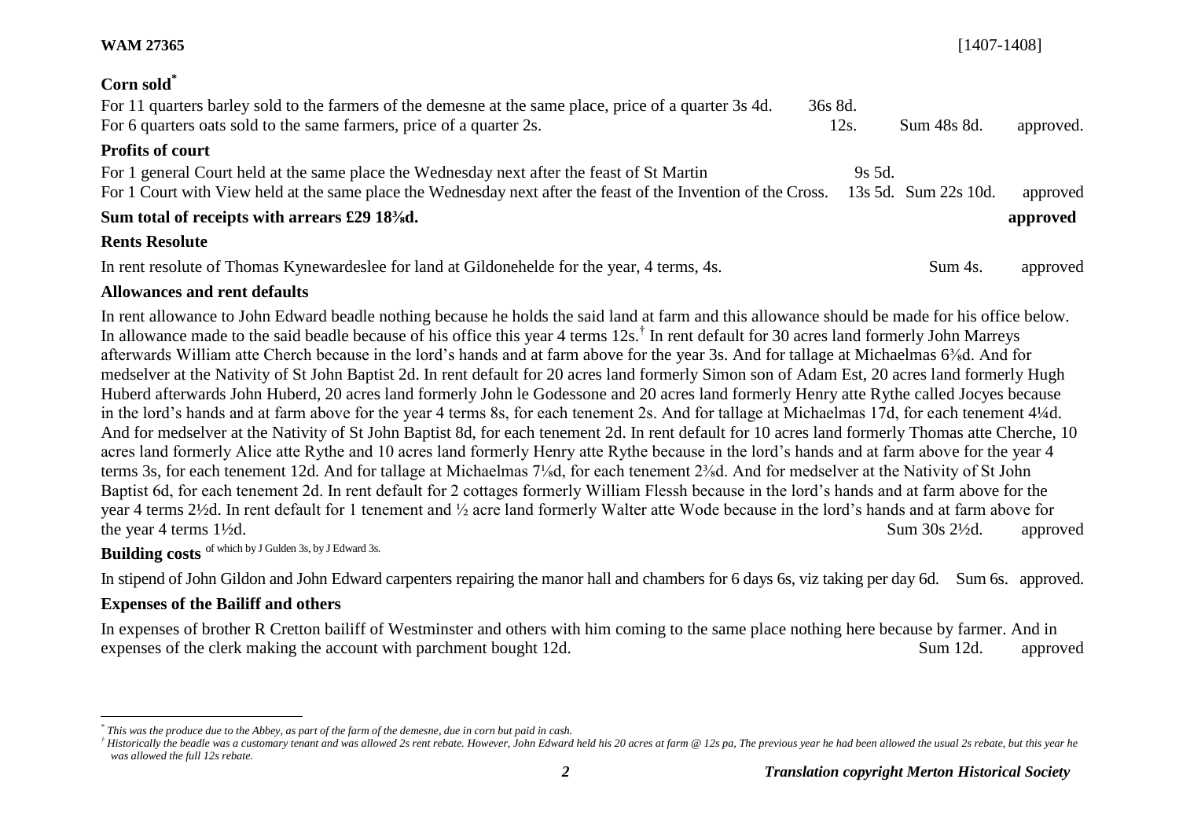**WAM 27365** [1407-1408]

## Corn sold*

For 11 quarters barley sold to the farmers of the demesne at the same place, price of a quarter 3s 4d. 36s 8d.
For 6 quarters oats sold to the same farmers, price of a quarter 2s. 12s. Sum 48s 8d. approved.

## Profits of court

For 1 general Court held at the same place the Wednesday next after the feast of St Martin 9s 5d.
For 1 Court with View held at the same place the Wednesday next after the feast of the Invention of the Cross. 13s 5d. Sum 22s 10d. approved

**Sum total of receipts with arrears £29 18⅜d.** **approved**

## Rents Resolute

In rent resolute of Thomas Kynewardeslee for land at Gildonehelde for the year, 4 terms, 4s. Sum 4s. approved

## Allowances and rent defaults

In rent allowance to John Edward beadle nothing because he holds the said land at farm and this allowance should be made for his office below. In allowance made to the said beadle because of his office this year 4 terms 12s.† In rent default for 30 acres land formerly John Marreys afterwards William atte Cherch because in the lord's hands and at farm above for the year 3s. And for tallage at Michaelmas 6⅜d. And for medselver at the Nativity of St John Baptist 2d. In rent default for 20 acres land formerly Simon son of Adam Est, 20 acres land formerly Hugh Huberd afterwards John Huberd, 20 acres land formerly John le Godessone and 20 acres land formerly Henry atte Rythe called Jocyes because in the lord's hands and at farm above for the year 4 terms 8s, for each tenement 2s. And for tallage at Michaelmas 17d, for each tenement 4¼d. And for medselver at the Nativity of St John Baptist 8d, for each tenement 2d. In rent default for 10 acres land formerly Thomas atte Cherche, 10 acres land formerly Alice atte Rythe and 10 acres land formerly Henry atte Rythe because in the lord's hands and at farm above for the year 4 terms 3s, for each tenement 12d. And for tallage at Michaelmas 7⅛d, for each tenement 2⅜d. And for medselver at the Nativity of St John Baptist 6d, for each tenement 2d. In rent default for 2 cottages formerly William Flessh because in the lord's hands and at farm above for the year 4 terms 2½d. In rent default for 1 tenement and ½ acre land formerly Walter atte Wode because in the lord's hands and at farm above for the year 4 terms 1½d. Sum 30s 2½d. approved

## Building costs of which by J Gulden 3s, by J Edward 3s.

In stipend of John Gildon and John Edward carpenters repairing the manor hall and chambers for 6 days 6s, viz taking per day 6d. Sum 6s. approved.

## Expenses of the Bailiff and others

In expenses of brother R Cretton bailiff of Westminster and others with him coming to the same place nothing here because by farmer. And in expenses of the clerk making the account with parchment bought 12d. Sum 12d. approved

---

*\* This was the produce due to the Abbey, as part of the farm of the demesne, due in corn but paid in cash.*

*† Historically the beadle was a customary tenant and was allowed 2s rent rebate. However, John Edward held his 20 acres at farm @ 12s pa, The previous year he had been allowed the usual 2s rebate, but this year he was allowed the full 12s rebate.*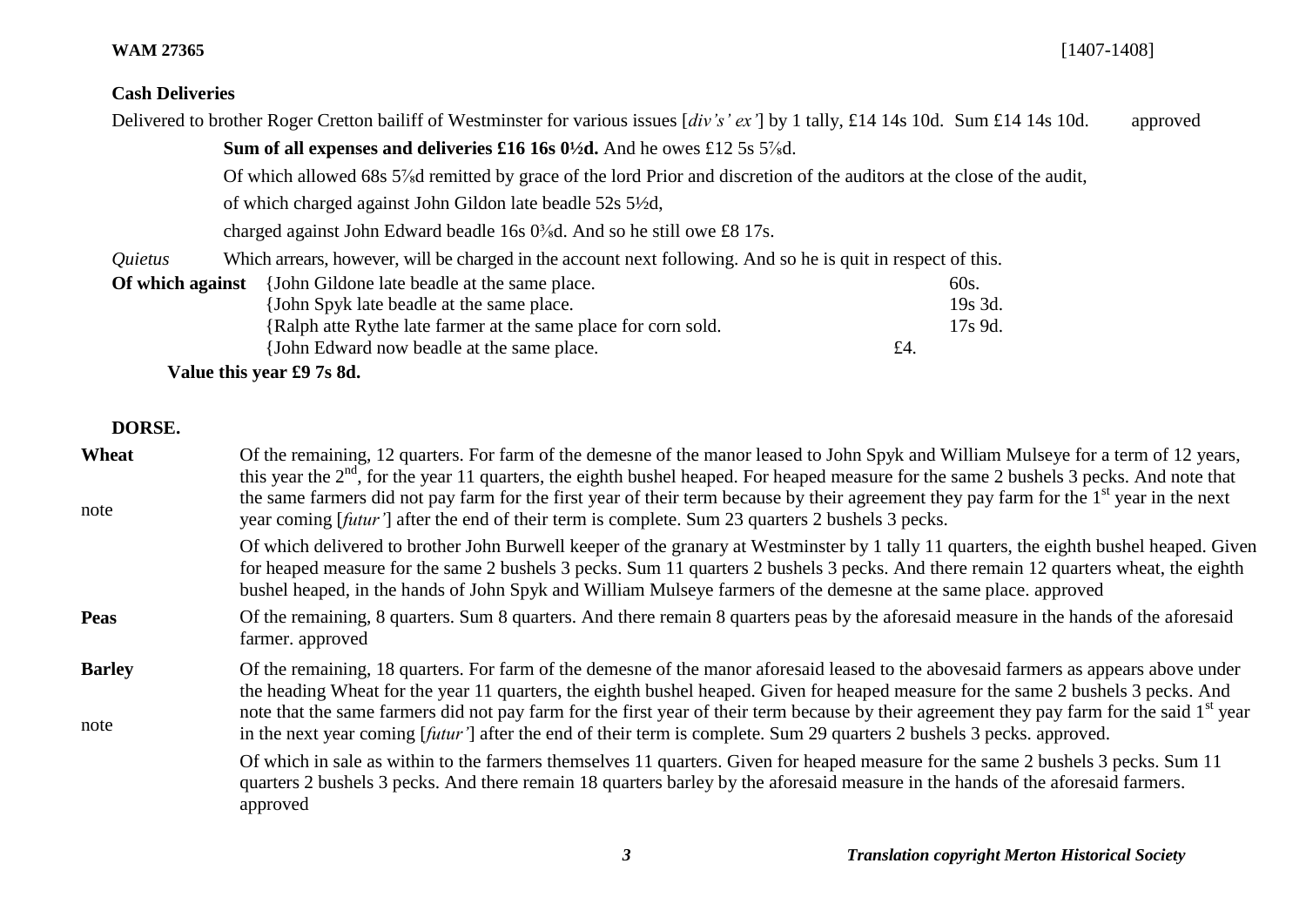**WAM 27365** [1407-1408]

**Cash Deliveries**

Delivered to brother Roger Cretton bailiff of Westminster for various issues [*div's' ex'*] by 1 tally, £14 14s 10d. Sum £14 14s 10d. approved

**Sum of all expenses and deliveries £16 16s 0½d.** And he owes £12 5s 5⅞d.

Of which allowed 68s 5⅞d remitted by grace of the lord Prior and discretion of the auditors at the close of the audit,

of which charged against John Gildon late beadle 52s 5½d,

charged against John Edward beadle 16s 0⅜d. And so he still owe £8 17s.

*Quietus* Which arrears, however, will be charged in the account next following. And so he is quit in respect of this.

| **Of which against** | | | |
|---|---|---|---|
| | {John Gildone late beadle at the same place. | | 60s. |
| | {John Spyk late beadle at the same place. | | 19s 3d. |
| | {Ralph atte Rythe late farmer at the same place for corn sold. | | 17s 9d. |
| | {John Edward now beadle at the same place. | £4. | |

**Value this year £9 7s 8d.**

**DORSE.**

**Wheat**

note

Of the remaining, 12 quarters. For farm of the demesne of the manor leased to John Spyk and William Mulseye for a term of 12 years, this year the 2nd, for the year 11 quarters, the eighth bushel heaped. For heaped measure for the same 2 bushels 3 pecks. And note that the same farmers did not pay farm for the first year of their term because by their agreement they pay farm for the 1st year in the next year coming [*futur'*] after the end of their term is complete. Sum 23 quarters 2 bushels 3 pecks.

Of which delivered to brother John Burwell keeper of the granary at Westminster by 1 tally 11 quarters, the eighth bushel heaped. Given for heaped measure for the same 2 bushels 3 pecks. Sum 11 quarters 2 bushels 3 pecks. And there remain 12 quarters wheat, the eighth bushel heaped, in the hands of John Spyk and William Mulseye farmers of the demesne at the same place. approved

**Peas**

Of the remaining, 8 quarters. Sum 8 quarters. And there remain 8 quarters peas by the aforesaid measure in the hands of the aforesaid farmer. approved

**Barley**

note

Of the remaining, 18 quarters. For farm of the demesne of the manor aforesaid leased to the abovesaid farmers as appears above under the heading Wheat for the year 11 quarters, the eighth bushel heaped. Given for heaped measure for the same 2 bushels 3 pecks. And note that the same farmers did not pay farm for the first year of their term because by their agreement they pay farm for the said 1st year in the next year coming [*futur'*] after the end of their term is complete. Sum 29 quarters 2 bushels 3 pecks. approved.

Of which in sale as within to the farmers themselves 11 quarters. Given for heaped measure for the same 2 bushels 3 pecks. Sum 11 quarters 2 bushels 3 pecks. And there remain 18 quarters barley by the aforesaid measure in the hands of the aforesaid farmers. approved

*Translation copyright Merton Historical Society*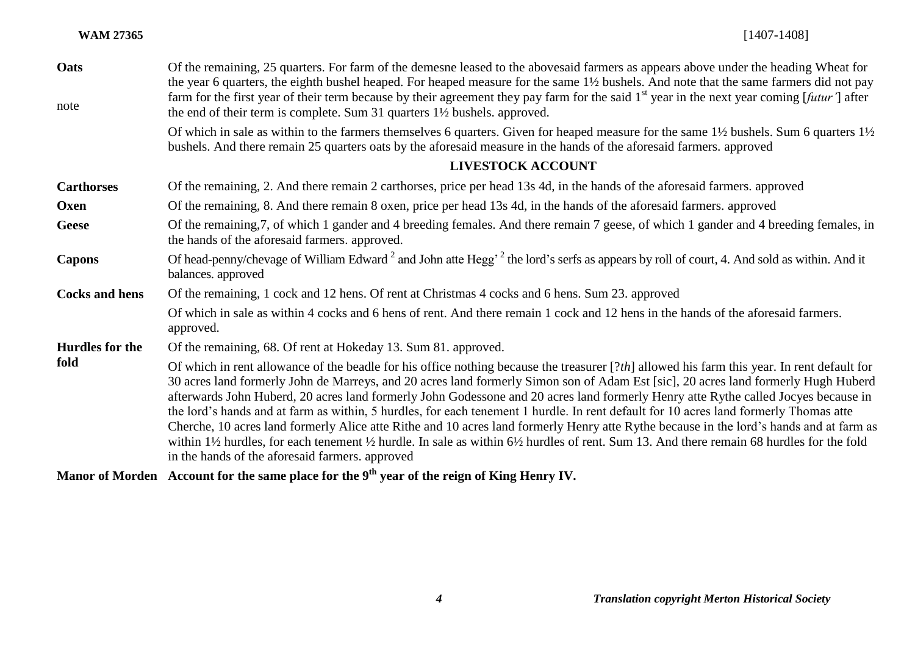| | |
|---|---|
| **Oats** | Of the remaining, 25 quarters. For farm of the demesne leased to the abovesaid farmers as appears above under the heading Wheat for the year 6 quarters, the eighth bushel heaped. For heaped measure for the same 1½ bushels. And note that the same farmers did not pay farm for the first year of their term because by their agreement they pay farm for the said 1st year in the next year coming [*futur'*] after the end of their term is complete. Sum 31 quarters 1½ bushels. approved. |
| note | Of which in sale as within to the farmers themselves 6 quarters. Given for heaped measure for the same 1½ bushels. Sum 6 quarters 1½ bushels. And there remain 25 quarters oats by the aforesaid measure in the hands of the aforesaid farmers. approved |
| | **LIVESTOCK ACCOUNT** |
| **Carthorses** | Of the remaining, 2. And there remain 2 carthorses, price per head 13s 4d, in the hands of the aforesaid farmers. approved |
| **Oxen** | Of the remaining, 8. And there remain 8 oxen, price per head 13s 4d, in the hands of the aforesaid farmers. approved |
| **Geese** | Of the remaining,7, of which 1 gander and 4 breeding females. And there remain 7 geese, of which 1 gander and 4 breeding females, in the hands of the aforesaid farmers. approved. |
| **Capons** | Of head-penny/chevage of William Edward [2] and John atte Hegg' [2] the lord's serfs as appears by roll of court, 4. And sold as within. And it balances. approved |
| **Cocks and hens** | Of the remaining, 1 cock and 12 hens. Of rent at Christmas 4 cocks and 6 hens. Sum 23. approved |
| | Of which in sale as within 4 cocks and 6 hens of rent. And there remain 1 cock and 12 hens in the hands of the aforesaid farmers. approved. |
| **Hurdles for the fold** | Of the remaining, 68. Of rent at Hokeday 13. Sum 81. approved. |
| | Of which in rent allowance of the beadle for his office nothing because the treasurer [?*th*] allowed his farm this year. In rent default for 30 acres land formerly John de Marreys, and 20 acres land formerly Simon son of Adam Est [sic], 20 acres land formerly Hugh Huberd afterwards John Huberd, 20 acres land formerly John Godessone and 20 acres land formerly Henry atte Rythe called Jocyes because in the lord's hands and at farm as within, 5 hurdles, for each tenement 1 hurdle. In rent default for 10 acres land formerly Thomas atte Cherche, 10 acres land formerly Alice atte Rithe and 10 acres land formerly Henry atte Rythe because in the lord's hands and at farm as within 1½ hurdles, for each tenement ½ hurdle. In sale as within 6½ hurdles of rent. Sum 13. And there remain 68 hurdles for the fold in the hands of the aforesaid farmers. approved |
| **Manor of Morden** | **Account for the same place for the 9th year of the reign of King Henry IV.** |